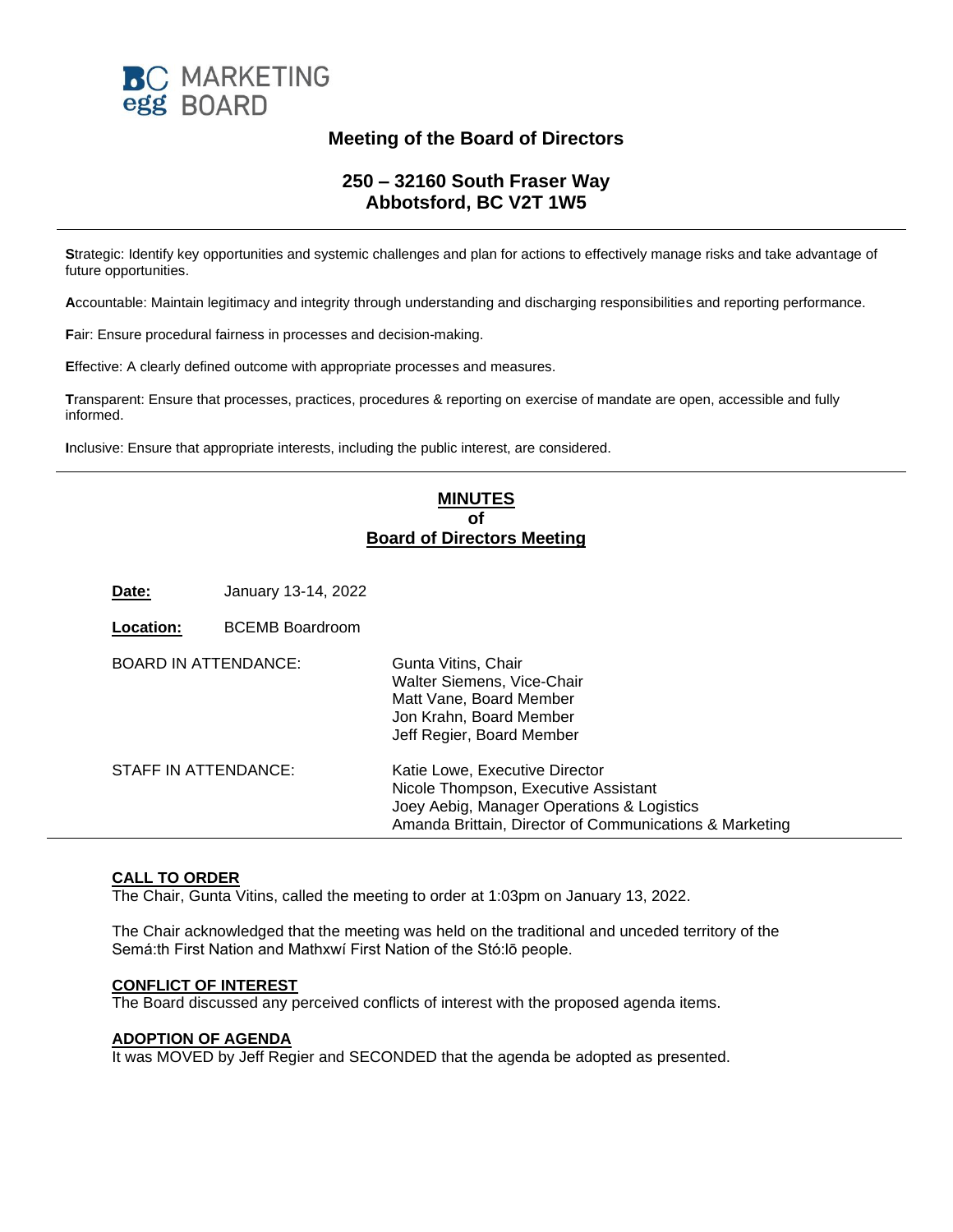**BC egg MARKETING BOARD**

## Meeting of the Board of Directors

### 250 – 32160 South Fraser Way
### Abbotsford, BC V2T 1W5

---

**S**trategic: Identify key opportunities and systemic challenges and plan for actions to effectively manage risks and take advantage of future opportunities.

**A**ccountable: Maintain legitimacy and integrity through understanding and discharging responsibilities and reporting performance.

**F**air: Ensure procedural fairness in processes and decision-making.

**E**ffective: A clearly defined outcome with appropriate processes and measures.

**T**ransparent: Ensure that processes, practices, procedures & reporting on exercise of mandate are open, accessible and fully informed.

**I**nclusive: Ensure that appropriate interests, including the public interest, are considered.

---

## MINUTES
## of
## Board of Directors Meeting

**Date:** January 13-14, 2022

**Location:** BCEMB Boardroom

BOARD IN ATTENDANCE:
- Gunta Vitins, Chair
- Walter Siemens, Vice-Chair
- Matt Vane, Board Member
- Jon Krahn, Board Member
- Jeff Regier, Board Member

STAFF IN ATTENDANCE:
- Katie Lowe, Executive Director
- Nicole Thompson, Executive Assistant
- Joey Aebig, Manager Operations & Logistics
- Amanda Brittain, Director of Communications & Marketing

---

**CALL TO ORDER**

The Chair, Gunta Vitins, called the meeting to order at 1:03pm on January 13, 2022.

The Chair acknowledged that the meeting was held on the traditional and unceded territory of the Semá:th First Nation and Mathxwí First Nation of the Stó:lō people.

**CONFLICT OF INTEREST**

The Board discussed any perceived conflicts of interest with the proposed agenda items.

**ADOPTION OF AGENDA**

It was MOVED by Jeff Regier and SECONDED that the agenda be adopted as presented.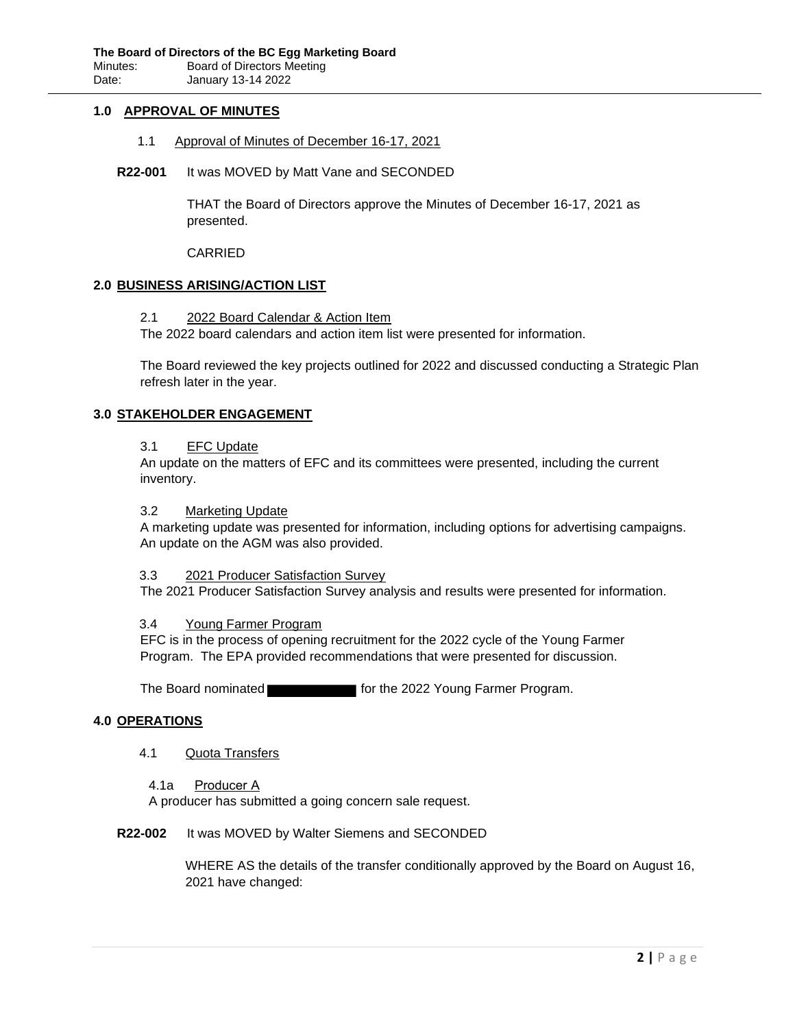## 1.0 APPROVAL OF MINUTES

1.1 Approval of Minutes of December 16-17, 2021

**R22-001** It was MOVED by Matt Vane and SECONDED

THAT the Board of Directors approve the Minutes of December 16-17, 2021 as presented.

CARRIED

## 2.0 BUSINESS ARISING/ACTION LIST

2.1 2022 Board Calendar & Action Item

The 2022 board calendars and action item list were presented for information.

The Board reviewed the key projects outlined for 2022 and discussed conducting a Strategic Plan refresh later in the year.

## 3.0 STAKEHOLDER ENGAGEMENT

3.1 EFC Update

An update on the matters of EFC and its committees were presented, including the current inventory.

3.2 Marketing Update

A marketing update was presented for information, including options for advertising campaigns. An update on the AGM was also provided.

3.3 2021 Producer Satisfaction Survey

The 2021 Producer Satisfaction Survey analysis and results were presented for information.

3.4 Young Farmer Program

EFC is in the process of opening recruitment for the 2022 cycle of the Young Farmer Program. The EPA provided recommendations that were presented for discussion.

The Board nominated ██████████ for the 2022 Young Farmer Program.

## 4.0 OPERATIONS

4.1 Quota Transfers

4.1a Producer A

A producer has submitted a going concern sale request.

**R22-002** It was MOVED by Walter Siemens and SECONDED

WHERE AS the details of the transfer conditionally approved by the Board on August 16, 2021 have changed: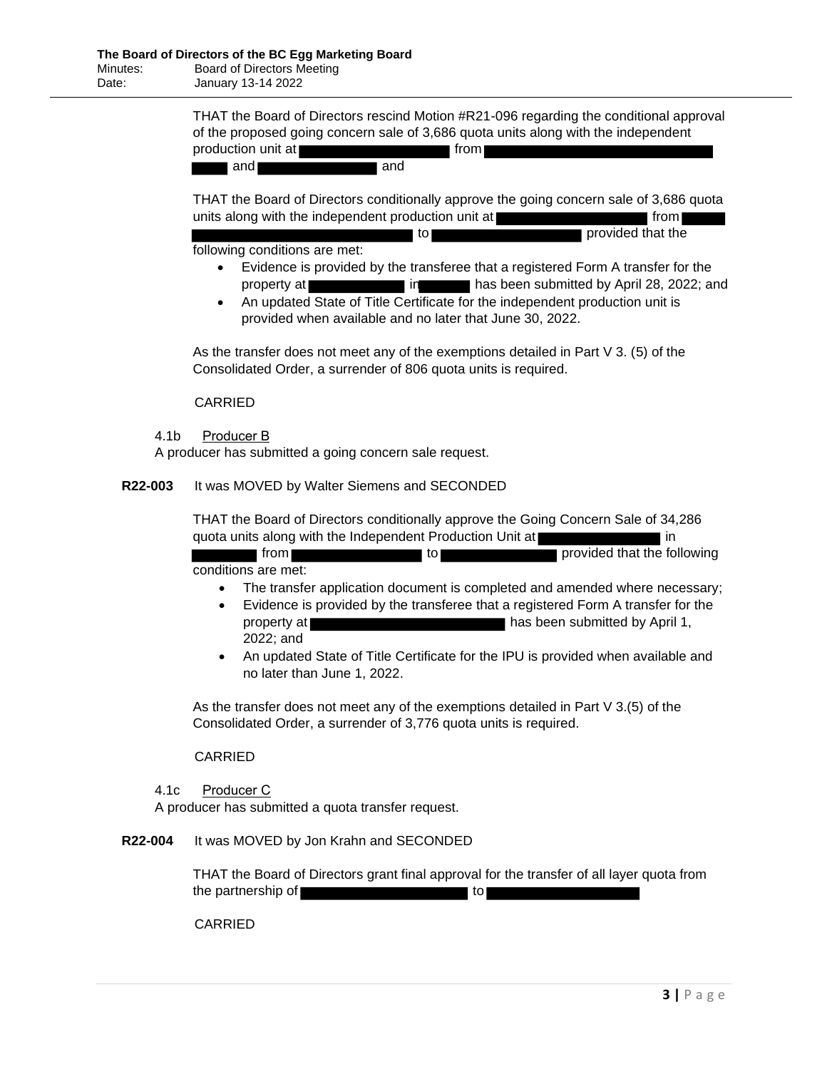THAT the Board of Directors rescind Motion #R21-096 regarding the conditional approval of the proposed going concern sale of 3,686 quota units along with the independent production unit at [REDACTED] from [REDACTED] and [REDACTED] and

THAT the Board of Directors conditionally approve the going concern sale of 3,686 quota units along with the independent production unit at [REDACTED] from [REDACTED] to [REDACTED] provided that the following conditions are met:

- Evidence is provided by the transferee that a registered Form A transfer for the property at [REDACTED] in [REDACTED] has been submitted by April 28, 2022; and
- An updated State of Title Certificate for the independent production unit is provided when available and no later that June 30, 2022.

As the transfer does not meet any of the exemptions detailed in Part V 3. (5) of the Consolidated Order, a surrender of 806 quota units is required.

CARRIED

4.1b Producer B

A producer has submitted a going concern sale request.

**R22-003** It was MOVED by Walter Siemens and SECONDED

THAT the Board of Directors conditionally approve the Going Concern Sale of 34,286 quota units along with the Independent Production Unit at [REDACTED] in [REDACTED] from [REDACTED] to [REDACTED] provided that the following conditions are met:

- The transfer application document is completed and amended where necessary;
- Evidence is provided by the transferee that a registered Form A transfer for the property at [REDACTED] has been submitted by April 1, 2022; and
- An updated State of Title Certificate for the IPU is provided when available and no later than June 1, 2022.

As the transfer does not meet any of the exemptions detailed in Part V 3.(5) of the Consolidated Order, a surrender of 3,776 quota units is required.

CARRIED

4.1c Producer C

A producer has submitted a quota transfer request.

**R22-004** It was MOVED by Jon Krahn and SECONDED

THAT the Board of Directors grant final approval for the transfer of all layer quota from the partnership of [REDACTED] to [REDACTED]

CARRIED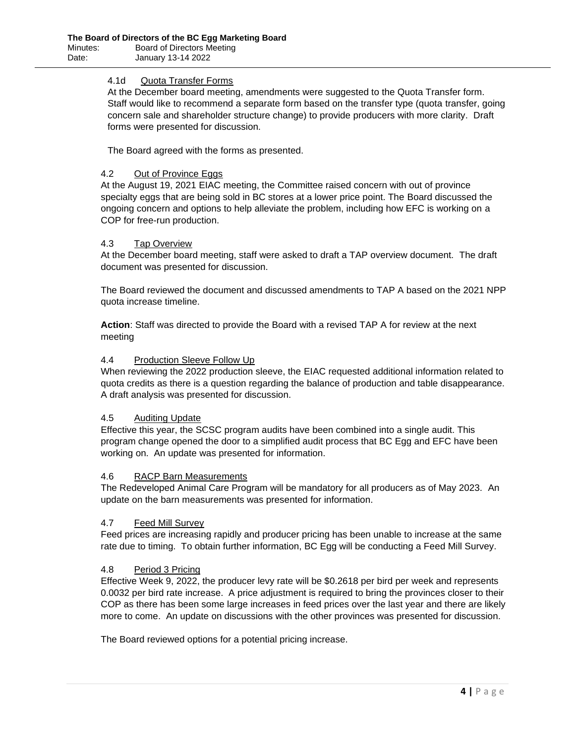#### 4.1d Quota Transfer Forms

At the December board meeting, amendments were suggested to the Quota Transfer form. Staff would like to recommend a separate form based on the transfer type (quota transfer, going concern sale and shareholder structure change) to provide producers with more clarity. Draft forms were presented for discussion.

The Board agreed with the forms as presented.

### 4.2 Out of Province Eggs

At the August 19, 2021 EIAC meeting, the Committee raised concern with out of province specialty eggs that are being sold in BC stores at a lower price point. The Board discussed the ongoing concern and options to help alleviate the problem, including how EFC is working on a COP for free-run production.

### 4.3 Tap Overview

At the December board meeting, staff were asked to draft a TAP overview document. The draft document was presented for discussion.

The Board reviewed the document and discussed amendments to TAP A based on the 2021 NPP quota increase timeline.

**Action**: Staff was directed to provide the Board with a revised TAP A for review at the next meeting

### 4.4 Production Sleeve Follow Up

When reviewing the 2022 production sleeve, the EIAC requested additional information related to quota credits as there is a question regarding the balance of production and table disappearance. A draft analysis was presented for discussion.

### 4.5 Auditing Update

Effective this year, the SCSC program audits have been combined into a single audit. This program change opened the door to a simplified audit process that BC Egg and EFC have been working on. An update was presented for information.

### 4.6 RACP Barn Measurements

The Redeveloped Animal Care Program will be mandatory for all producers as of May 2023. An update on the barn measurements was presented for information.

### 4.7 Feed Mill Survey

Feed prices are increasing rapidly and producer pricing has been unable to increase at the same rate due to timing. To obtain further information, BC Egg will be conducting a Feed Mill Survey.

### 4.8 Period 3 Pricing

Effective Week 9, 2022, the producer levy rate will be $0.2618 per bird per week and represents 0.0032 per bird rate increase. A price adjustment is required to bring the provinces closer to their COP as there has been some large increases in feed prices over the last year and there are likely more to come. An update on discussions with the other provinces was presented for discussion.

The Board reviewed options for a potential pricing increase.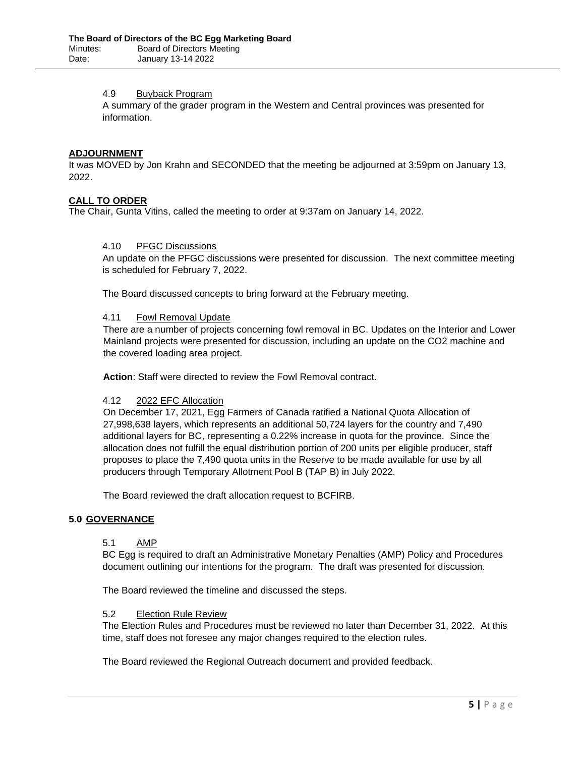#### 4.9 Buyback Program

A summary of the grader program in the Western and Central provinces was presented for information.

**ADJOURNMENT**

It was MOVED by Jon Krahn and SECONDED that the meeting be adjourned at 3:59pm on January 13, 2022.

**CALL TO ORDER**

The Chair, Gunta Vitins, called the meeting to order at 9:37am on January 14, 2022.

#### 4.10 PFGC Discussions

An update on the PFGC discussions were presented for discussion. The next committee meeting is scheduled for February 7, 2022.

The Board discussed concepts to bring forward at the February meeting.

#### 4.11 Fowl Removal Update

There are a number of projects concerning fowl removal in BC. Updates on the Interior and Lower Mainland projects were presented for discussion, including an update on the $CO_2$ machine and the covered loading area project.

**Action**: Staff were directed to review the Fowl Removal contract.

#### 4.12 2022 EFC Allocation

On December 17, 2021, Egg Farmers of Canada ratified a National Quota Allocation of 27,998,638 layers, which represents an additional 50,724 layers for the country and 7,490 additional layers for BC, representing a 0.22% increase in quota for the province. Since the allocation does not fulfill the equal distribution portion of 200 units per eligible producer, staff proposes to place the 7,490 quota units in the Reserve to be made available for use by all producers through Temporary Allotment Pool B (TAP B) in July 2022.

The Board reviewed the draft allocation request to BCFIRB.

## 5.0 GOVERNANCE

#### 5.1 AMP

BC Egg is required to draft an Administrative Monetary Penalties (AMP) Policy and Procedures document outlining our intentions for the program. The draft was presented for discussion.

The Board reviewed the timeline and discussed the steps.

#### 5.2 Election Rule Review

The Election Rules and Procedures must be reviewed no later than December 31, 2022. At this time, staff does not foresee any major changes required to the election rules.

The Board reviewed the Regional Outreach document and provided feedback.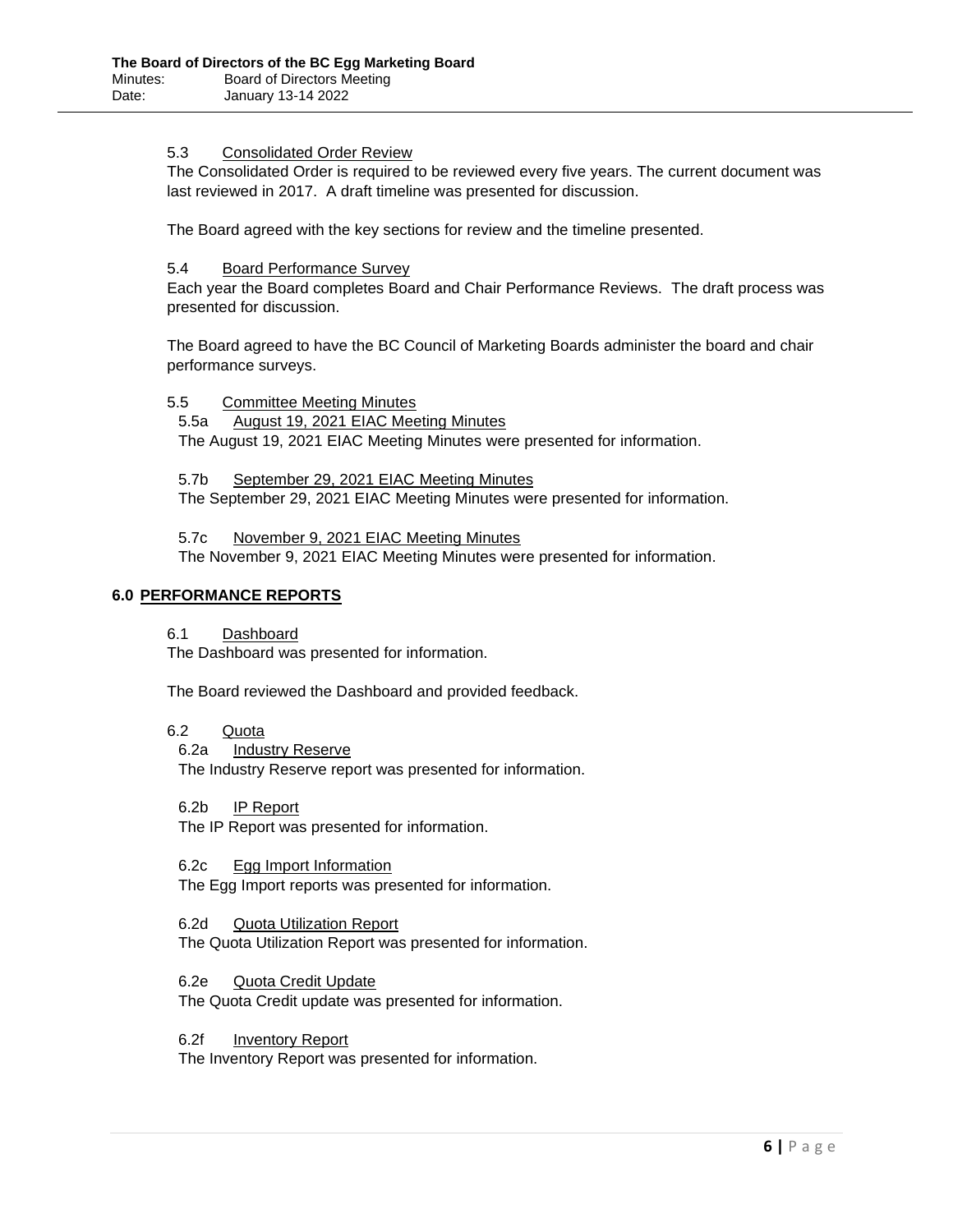5.3 Consolidated Order Review

The Consolidated Order is required to be reviewed every five years. The current document was last reviewed in 2017. A draft timeline was presented for discussion.

The Board agreed with the key sections for review and the timeline presented.

5.4 Board Performance Survey

Each year the Board completes Board and Chair Performance Reviews. The draft process was presented for discussion.

The Board agreed to have the BC Council of Marketing Boards administer the board and chair performance surveys.

5.5 Committee Meeting Minutes

5.5a August 19, 2021 EIAC Meeting Minutes

The August 19, 2021 EIAC Meeting Minutes were presented for information.

5.7b September 29, 2021 EIAC Meeting Minutes

The September 29, 2021 EIAC Meeting Minutes were presented for information.

5.7c November 9, 2021 EIAC Meeting Minutes

The November 9, 2021 EIAC Meeting Minutes were presented for information.

## 6.0 PERFORMANCE REPORTS

6.1 Dashboard

The Dashboard was presented for information.

The Board reviewed the Dashboard and provided feedback.

6.2 Quota

6.2a Industry Reserve

The Industry Reserve report was presented for information.

6.2b IP Report

The IP Report was presented for information.

6.2c Egg Import Information

The Egg Import reports was presented for information.

6.2d Quota Utilization Report

The Quota Utilization Report was presented for information.

6.2e Quota Credit Update

The Quota Credit update was presented for information.

6.2f Inventory Report

The Inventory Report was presented for information.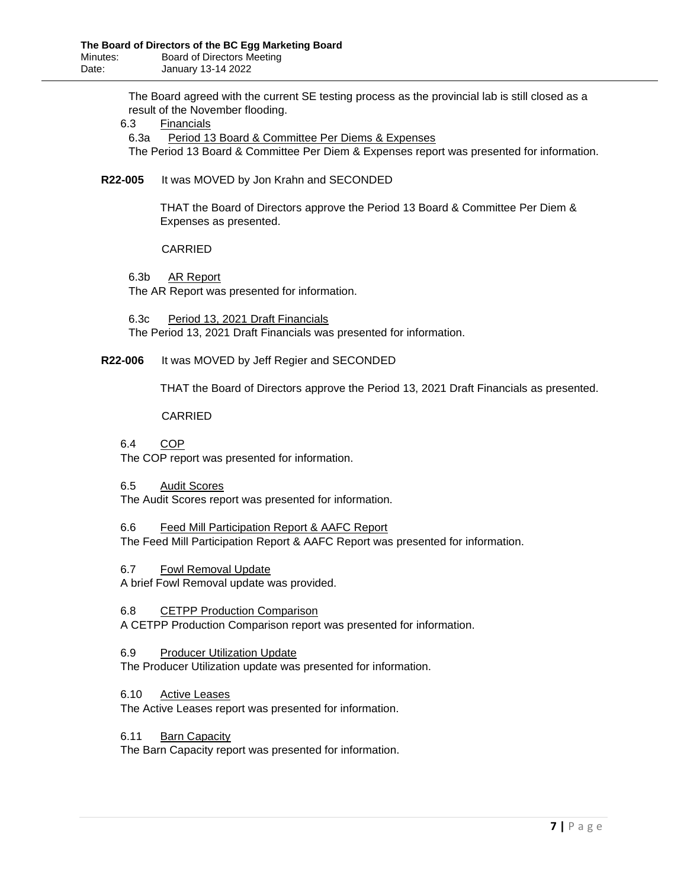The Board agreed with the current SE testing process as the provincial lab is still closed as a result of the November flooding.

6.3 Financials

6.3a Period 13 Board & Committee Per Diems & Expenses

The Period 13 Board & Committee Per Diem & Expenses report was presented for information.

**R22-005** It was MOVED by Jon Krahn and SECONDED

THAT the Board of Directors approve the Period 13 Board & Committee Per Diem & Expenses as presented.

CARRIED

6.3b AR Report

The AR Report was presented for information.

6.3c Period 13, 2021 Draft Financials

The Period 13, 2021 Draft Financials was presented for information.

**R22-006** It was MOVED by Jeff Regier and SECONDED

THAT the Board of Directors approve the Period 13, 2021 Draft Financials as presented.

CARRIED

6.4 COP

The COP report was presented for information.

6.5 Audit Scores

The Audit Scores report was presented for information.

6.6 Feed Mill Participation Report & AAFC Report

The Feed Mill Participation Report & AAFC Report was presented for information.

6.7 Fowl Removal Update

A brief Fowl Removal update was provided.

6.8 CETPP Production Comparison

A CETPP Production Comparison report was presented for information.

6.9 Producer Utilization Update

The Producer Utilization update was presented for information.

6.10 Active Leases

The Active Leases report was presented for information.

6.11 Barn Capacity

The Barn Capacity report was presented for information.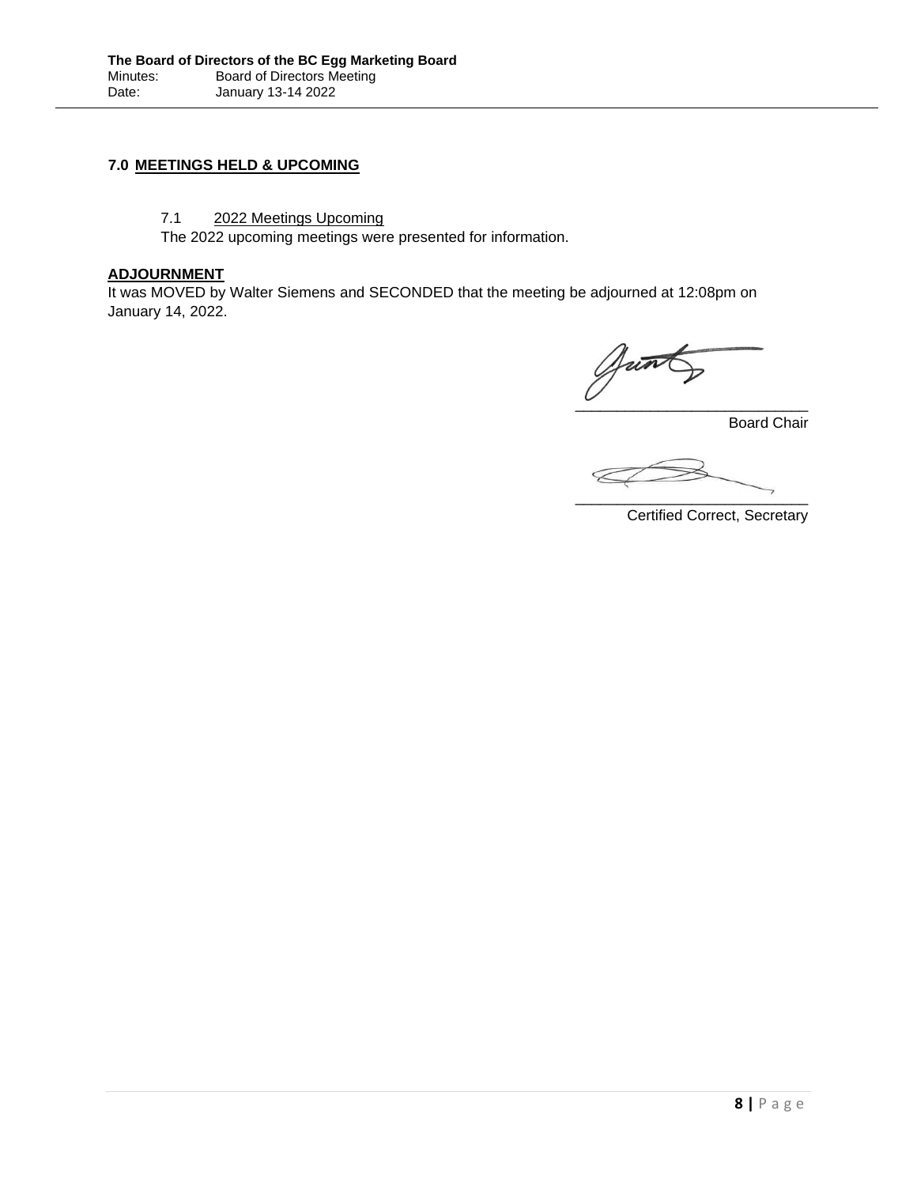## 7.0 MEETINGS HELD & UPCOMING

7.1 2022 Meetings Upcoming

The 2022 upcoming meetings were presented for information.

**ADJOURNMENT**

It was MOVED by Walter Siemens and SECONDED that the meeting be adjourned at 12:08pm on January 14, 2022.

\_\_\_\_\_\_\_\_\_\_\_\_\_\_\_\_\_\_\_\_\_\_\_\_\_\_\_\_

Board Chair

\_\_\_\_\_\_\_\_\_\_\_\_\_\_\_\_\_\_\_\_\_\_\_\_\_\_\_\_

Certified Correct, Secretary